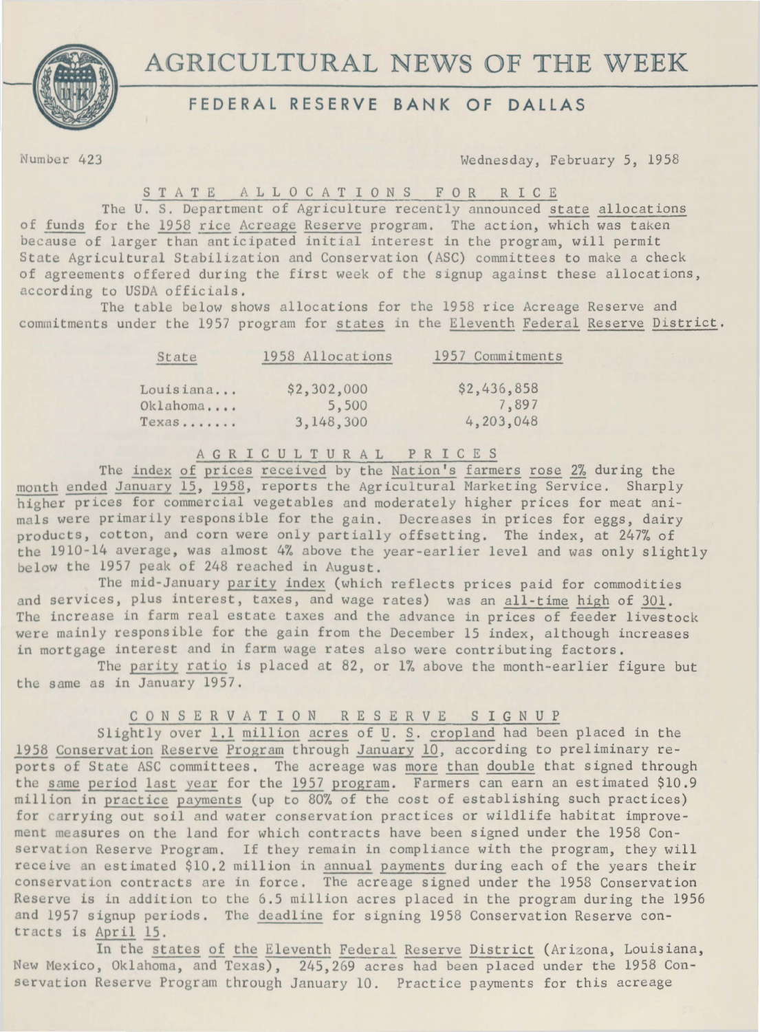# AGRICULTURAL NEWS OF THE WEEK

## FEDERAL RESERVE BANK OF DALLAS

Number 423 Wednesday, February 5, 1958

### STATE ALLOCATIONS FOR RICE

The U. S. Department of Agriculture recently announced state allocations of funds for the 1958 rice Acreage Reserve program. The action, which was taken because of larger than anticipated initial interest in the program, will permit State Agricultural Stabilization and Conservation (ASC) committees to make a check of agreements offered during the first week of the signup against these allocations, according to USDA officials.

The table below shows allocations for the 1958 rice Acreage Reserve and commitments under the 1957 program for states in the Eleventh Federal Reserve District.

| State | 1958 Allocations | 1957 Commitments |
|---|---|---|
| Louisiana... | $2,302,000 | $2,436,858 |
| Oklahoma.... | 5,500 | 7,897 |
| Texas....... | 3,148,300 | 4,203,048 |

### AGRICULTURAL PRICES

The index of prices received by the Nation's farmers rose 2% during the month ended January 15, 1958, reports the Agricultural Marketing Service. Sharply higher prices for commercial vegetables and moderately higher prices for meat animals were primarily responsible for the gain. Decreases in prices for eggs, dairy products, cotton, and corn were only partially offsetting. The index, at 247% of the 1910-14 average, was almost 4% above the year-earlier level and was only slightly below the 1957 peak of 248 reached in August.

The mid-January parity index (which reflects prices paid for commodities and services, plus interest, taxes, and wage rates) was an all-time high of 301. The increase in farm real estate taxes and the advance in prices of feeder livestock were mainly responsible for the gain from the December 15 index, although increases in mortgage interest and in farm wage rates also were contributing factors.

The parity ratio is placed at 82, or 1% above the month-earlier figure but the same as in January 1957.

### CONSERVATION RESERVE SIGNUP

Slightly over 1.1 million acres of U. S. cropland had been placed in the 1958 Conservation Reserve Program through January 10, according to preliminary reports of State ASC committees. The acreage was more than double that signed through the same period last year for the 1957 program. Farmers can earn an estimated $10.9 million in practice payments (up to 80% of the cost of establishing such practices) for carrying out soil and water conservation practices or wildlife habitat improvement measures on the land for which contracts have been signed under the 1958 Conservation Reserve Program. If they remain in compliance with the program, they will receive an estimated $10.2 million in annual payments during each of the years their conservation contracts are in force. The acreage signed under the 1958 Conservation Reserve is in addition to the 6.5 million acres placed in the program during the 1956 and 1957 signup periods. The deadline for signing 1958 Conservation Reserve contracts is April 15.

In the states of the Eleventh Federal Reserve District (Arizona, Louisiana, New Mexico, Oklahoma, and Texas), 245,269 acres had been placed under the 1958 Conservation Reserve Program through January 10. Practice payments for this acreage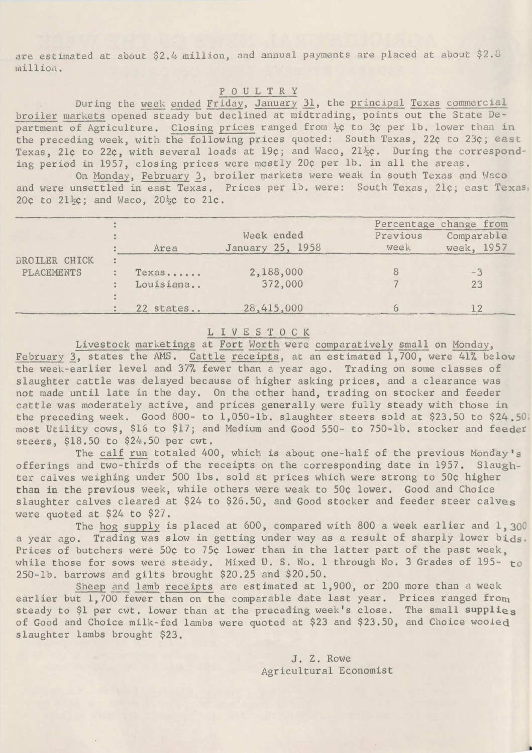are estimated at about $2.4 million, and annual payments are placed at about $2.8 million.

## POULTRY

During the week ended Friday, January 31, the principal Texas commercial broiler markets opened steady but declined at midtrading, points out the State Department of Agriculture. Closing prices ranged from ½¢ to 3¢ per lb. lower than in the preceding week, with the following prices quoted: South Texas, 22¢ to 23¢; east Texas, 21¢ to 22¢, with several loads at 19¢; and Waco, 21½¢. During the corresponding period in 1957, closing prices were mostly 20¢ per lb. in all the areas.

On Monday, February 3, broiler markets were weak in south Texas and Waco and were unsettled in east Texas. Prices per lb. were: South Texas, 21¢; east Texas, 20¢ to 21½¢; and Waco, 20½¢ to 21¢.

| | Area | Week ended January 25, 1958 | Percentage change from Previous week | Percentage change from Comparable week, 1957 |
|---|---|---|---|---|
| BROILER CHICK PLACEMENTS | Texas...... | 2,188,000 | 8 | -3 |
| | Louisiana.. | 372,000 | 7 | 23 |
| | 22 states.. | 28,415,000 | 6 | 12 |

## LIVESTOCK

Livestock marketings at Fort Worth were comparatively small on Monday, February 3, states the AMS. Cattle receipts, at an estimated 1,700, were 41% below the week-earlier level and 37% fewer than a year ago. Trading on some classes of slaughter cattle was delayed because of higher asking prices, and a clearance was not made until late in the day. On the other hand, trading on stocker and feeder cattle was moderately active, and prices generally were fully steady with those in the preceding week. Good 800- to 1,050-lb. slaughter steers sold at $23.50 to $24.50; most Utility cows, $16 to $17; and Medium and Good 550- to 750-lb. stocker and feeder steers, $18.50 to $24.50 per cwt.

The calf run totaled 400, which is about one-half of the previous Monday's offerings and two-thirds of the receipts on the corresponding date in 1957. Slaughter calves weighing under 500 lbs. sold at prices which were strong to 50¢ higher than in the previous week, while others were weak to 50¢ lower. Good and Choice slaughter calves cleared at $24 to $26.50, and Good stocker and feeder steer calves were quoted at $24 to $27.

The hog supply is placed at 600, compared with 800 a week earlier and 1,300 a year ago. Trading was slow in getting under way as a result of sharply lower bids. Prices of butchers were 50¢ to 75¢ lower than in the latter part of the past week, while those for sows were steady. Mixed U. S. No. 1 through No. 3 Grades of 195- to 250-lb. barrows and gilts brought $20.25 and $20.50.

Sheep and lamb receipts are estimated at 1,900, or 200 more than a week earlier but 1,700 fewer than on the comparable date last year. Prices ranged from steady to $1 per cwt. lower than at the preceding week's close. The small supplies of Good and Choice milk-fed lambs were quoted at $23 and $23.50, and Choice wooled slaughter lambs brought $23.

J. Z. Rowe
Agricultural Economist